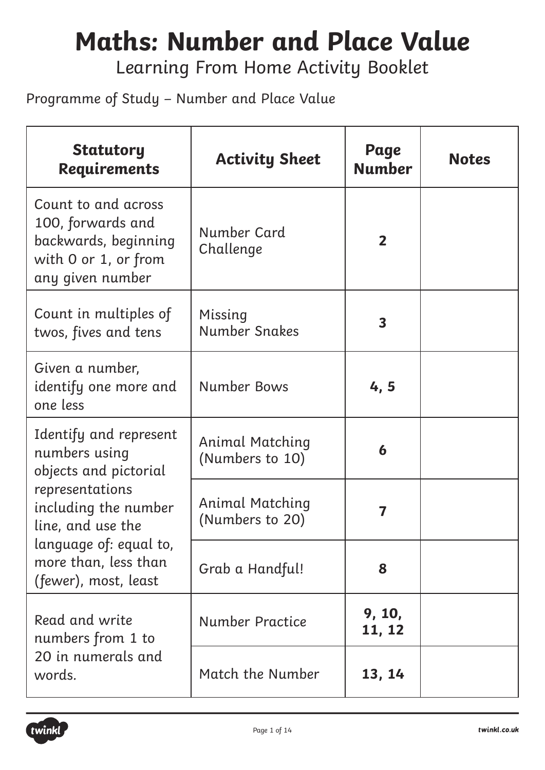# Maths: Number and Place Value

Learning From Home Activity Booklet

Programme of Study – Number and Place Value

| Statutory Requirements | Activity Sheet | Page Number | Notes |
| --- | --- | --- | --- |
| Count to and across 100, forwards and backwards, beginning with 0 or 1, or from any given number | Number Card Challenge | **2** | |
| Count in multiples of twos, fives and tens | Missing Number Snakes | **3** | |
| Given a number, identify one more and one less | Number Bows | **4, 5** | |
| Identify and represent numbers using objects and pictorial representations including the number line, and use the language of: equal to, more than, less than (fewer), most, least | Animal Matching (Numbers to 10) | **6** | |
| | Animal Matching (Numbers to 20) | **7** | |
| | Grab a Handful! | **8** | |
| Read and write numbers from 1 to 20 in numerals and words. | Number Practice | **9, 10, 11, 12** | |
| | Match the Number | **13, 14** | |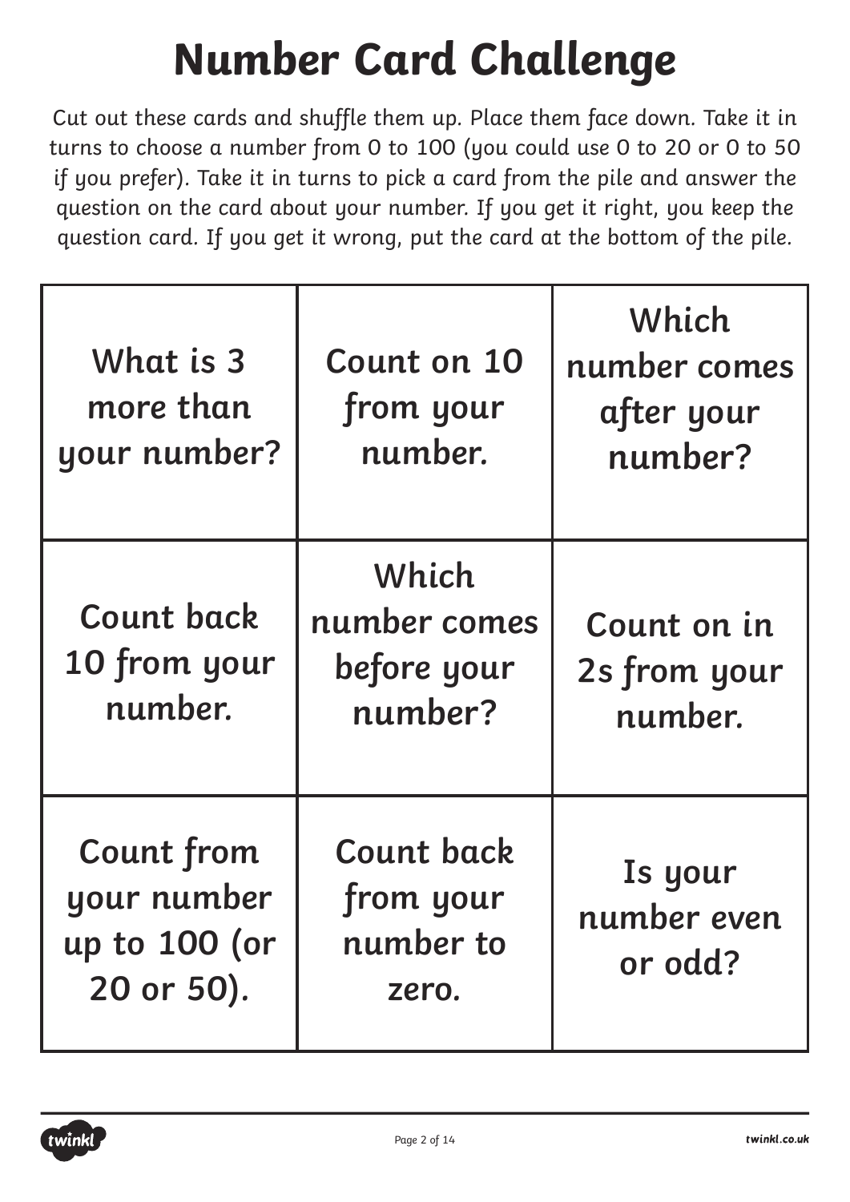# Number Card Challenge

Cut out these cards and shuffle them up. Place them face down. Take it in turns to choose a number from 0 to 100 (you could use 0 to 20 or 0 to 50 if you prefer). Take it in turns to pick a card from the pile and answer the question on the card about your number. If you get it right, you keep the question card. If you get it wrong, put the card at the bottom of the pile.

| | | |
|---|---|---|
| What is 3 more than your number? | Count on 10 from your number. | Which number comes after your number? |
| Count back 10 from your number. | Which number comes before your number? | Count on in 2s from your number. |
| Count from your number up to 100 (or 20 or 50). | Count back from your number to zero. | Is your number even or odd? |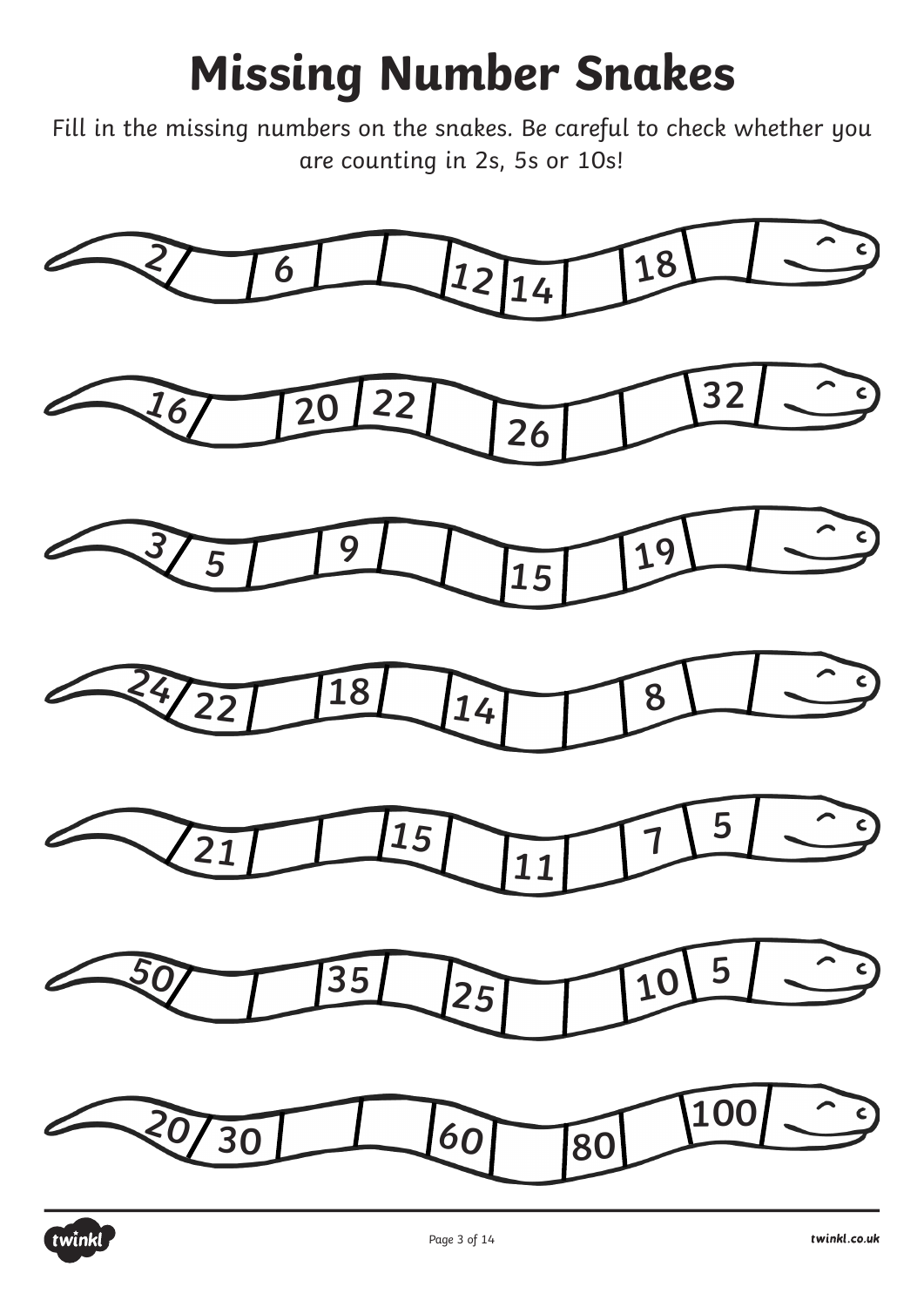# Missing Number Snakes

Fill in the missing numbers on the snakes. Be careful to check whether you are counting in 2s, 5s or 10s!

| 2 | | 6 | | | 12 | 14 | | 18 | | |
|---|---|---|---|---|---|---|---|---|---|---|

| 16 | | 20 | 22 | | 26 | | | 32 | |
|---|---|---|---|---|---|---|---|---|---|

| 3 | 5 | | 9 | | | 15 | | 19 | | |
|---|---|---|---|---|---|---|---|---|---|---|

| 24 | 22 | | 18 | | 14 | | | 8 | | |
|---|---|---|---|---|---|---|---|---|---|---|

| 21 | | | 15 | | 11 | | 7 | 5 | |
|---|---|---|---|---|---|---|---|---|---|

| 50 | | | 35 | | 25 | | | 10 | 5 | |
|---|---|---|---|---|---|---|---|---|---|---|

| 20 | 30 | | | 60 | | 80 | | 100 | |
|---|---|---|---|---|---|---|---|---|---|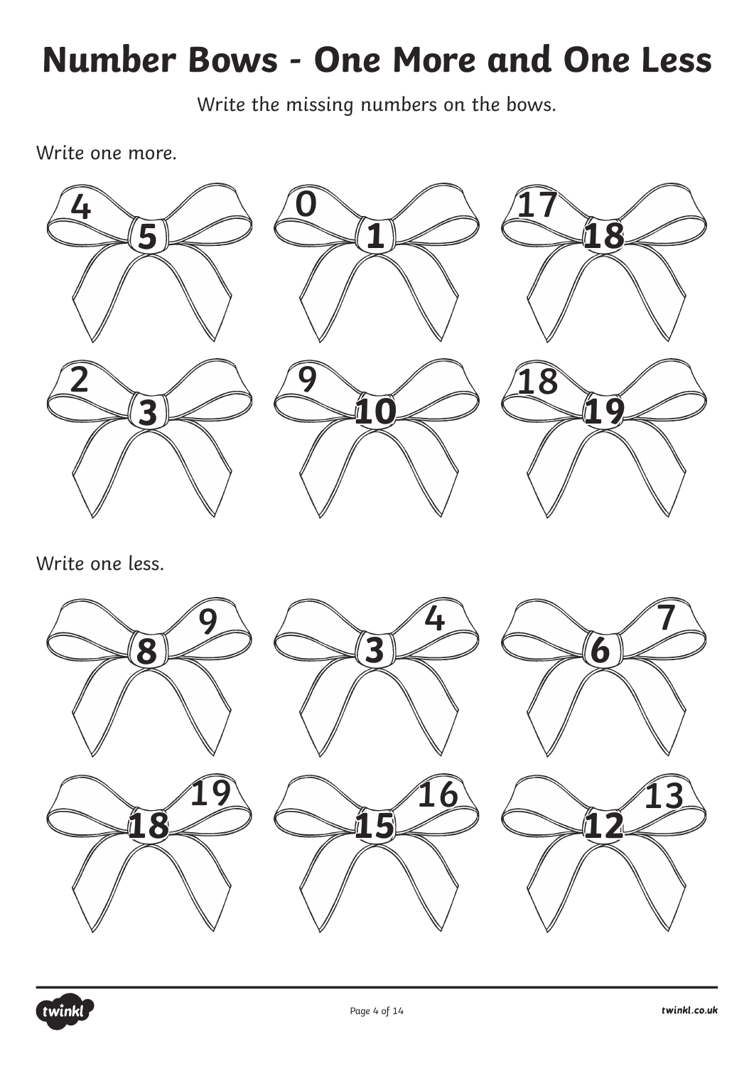# Number Bows - One More and One Less

Write the missing numbers on the bows.

Write one more.

| Number | One more |
| --- | --- |
| 4 | 5 |
| 0 | 1 |
| 17 | 18 |
| 2 | 3 |
| 9 | 10 |
| 18 | 19 |

Write one less.

| Number | One less |
| --- | --- |
| 9 | 8 |
| 4 | 3 |
| 7 | 6 |
| 19 | 18 |
| 16 | 15 |
| 13 | 12 |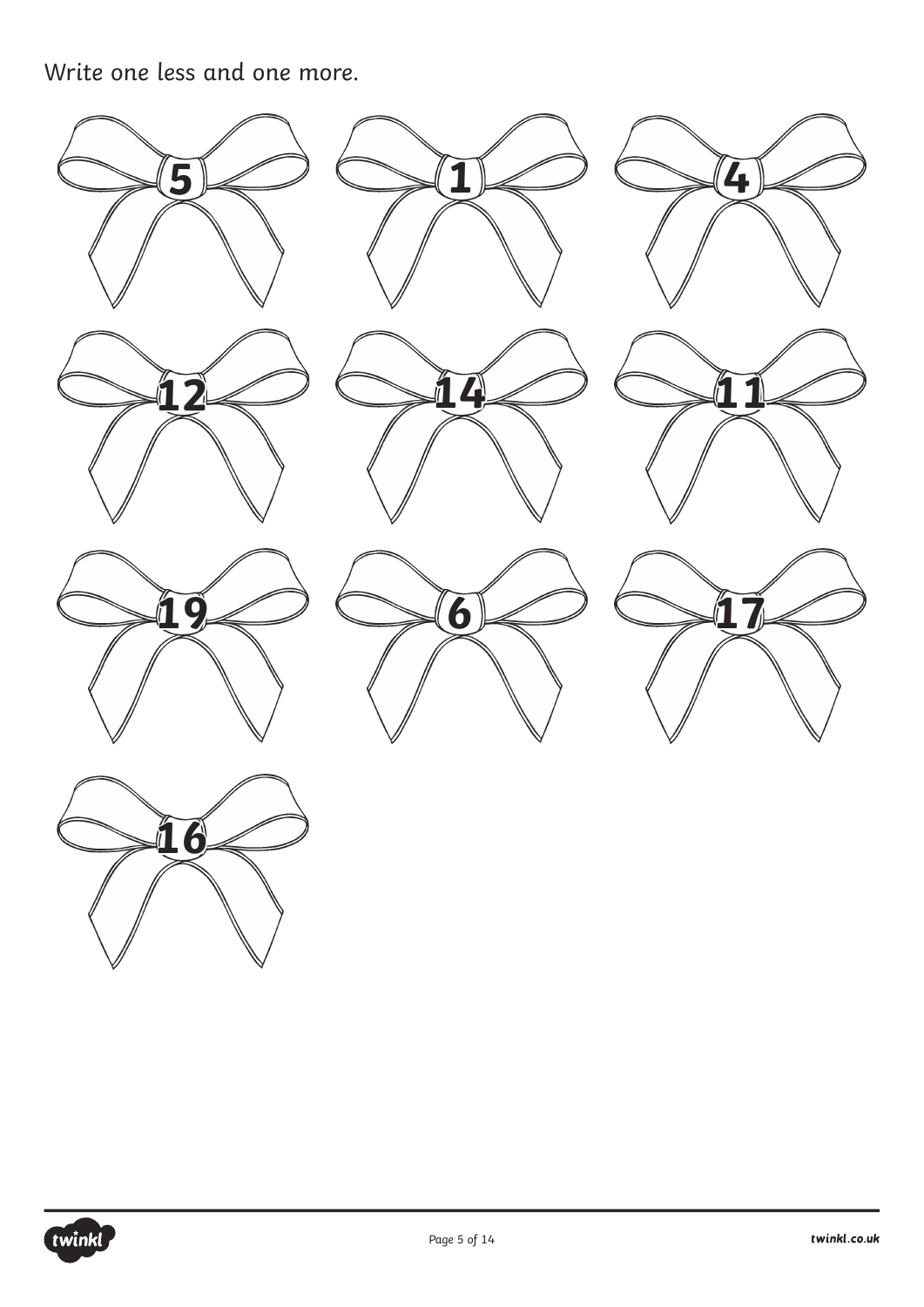Write one less and one more.

5

1

4

12

14

11

19

6

17

16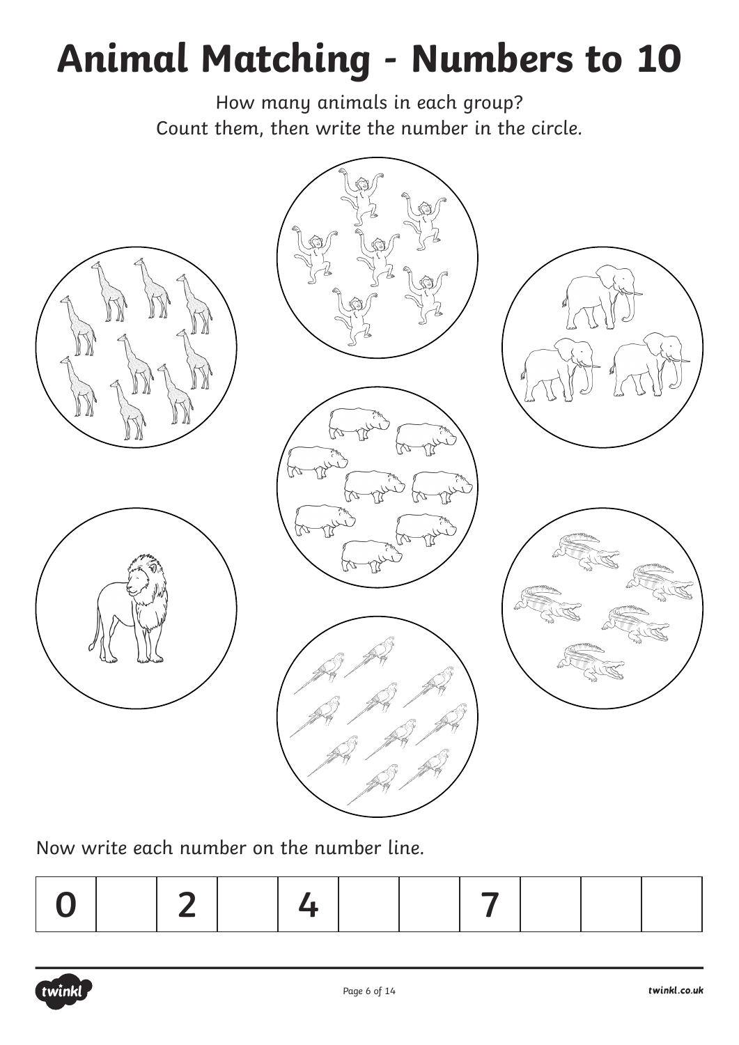# Animal Matching - Numbers to 10

How many animals in each group?
Count them, then write the number in the circle.

Now write each number on the number line.

| 0 | | 2 | | 4 | | | 7 | | | |
|---|---|---|---|---|---|---|---|---|---|---|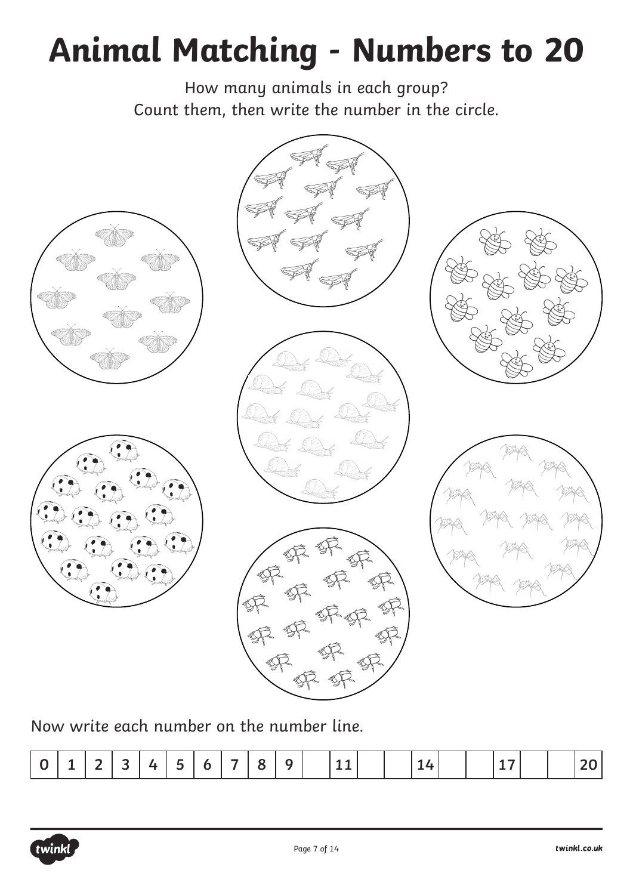# Animal Matching - Numbers to 20

How many animals in each group?
Count them, then write the number in the circle.

Now write each number on the number line.

| 0 | 1 | 2 | 3 | 4 | 5 | 6 | 7 | 8 | 9 |  | 11 |  |  | 14 |  |  | 17 |  |  | 20 |
|---|---|---|---|---|---|---|---|---|---|---|---|---|---|---|---|---|---|---|---|---|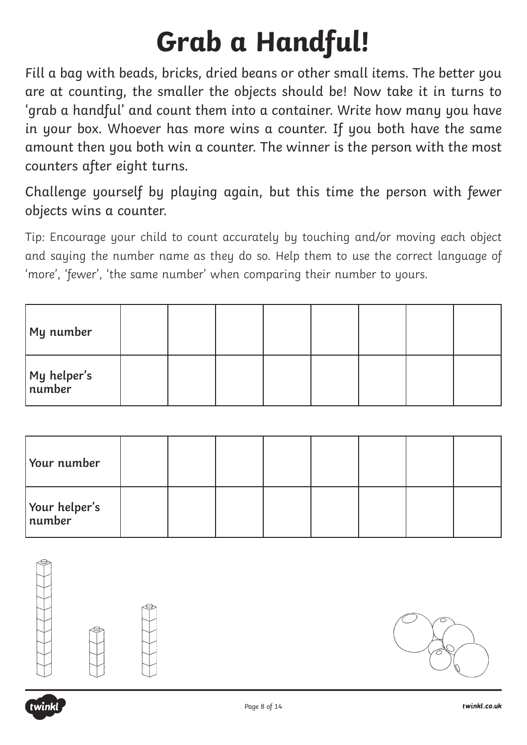# Grab a Handful!

Fill a bag with beads, bricks, dried beans or other small items. The better you are at counting, the smaller the objects should be! Now take it in turns to 'grab a handful' and count them into a container. Write how many you have in your box. Whoever has more wins a counter. If you both have the same amount then you both win a counter. The winner is the person with the most counters after eight turns.

Challenge yourself by playing again, but this time the person with fewer objects wins a counter.

*Tip: Encourage your child to count accurately by touching and/or moving each object and saying the number name as they do so. Help them to use the correct language of 'more', 'fewer', 'the same number' when comparing their number to yours.*

| **My number** | | | | | | | | |
|---|---|---|---|---|---|---|---|---|
| **My helper's number** | | | | | | | | |

| **Your number** | | | | | | | | |
|---|---|---|---|---|---|---|---|---|
| **Your helper's number** | | | | | | | | |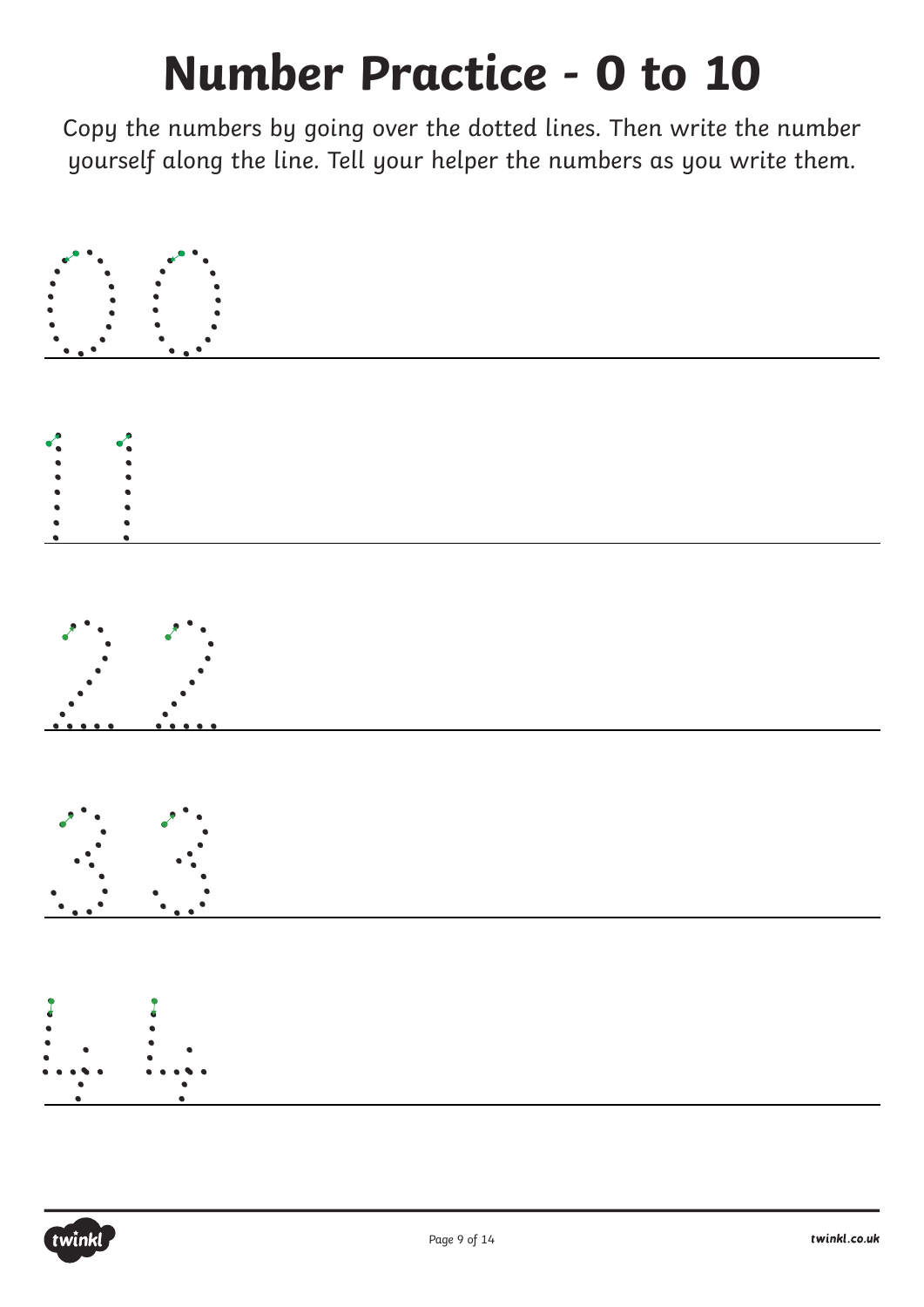# Number Practice - 0 to 10

Copy the numbers by going over the dotted lines. Then write the number yourself along the line. Tell your helper the numbers as you write them.

0 0

1 1

2 2

3 3

4 4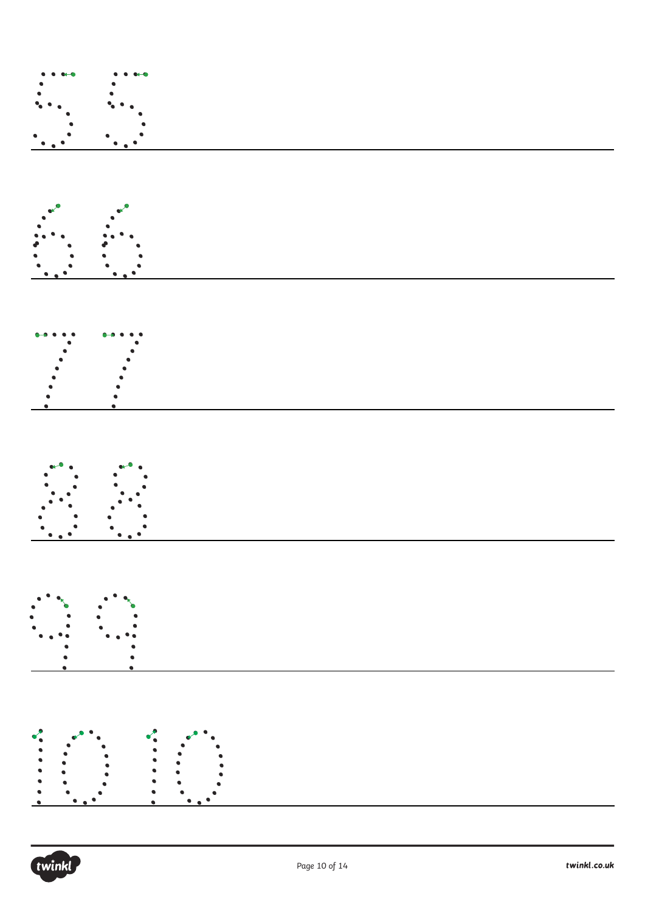5 5

6 6

7 7

8 8

9 9

10 10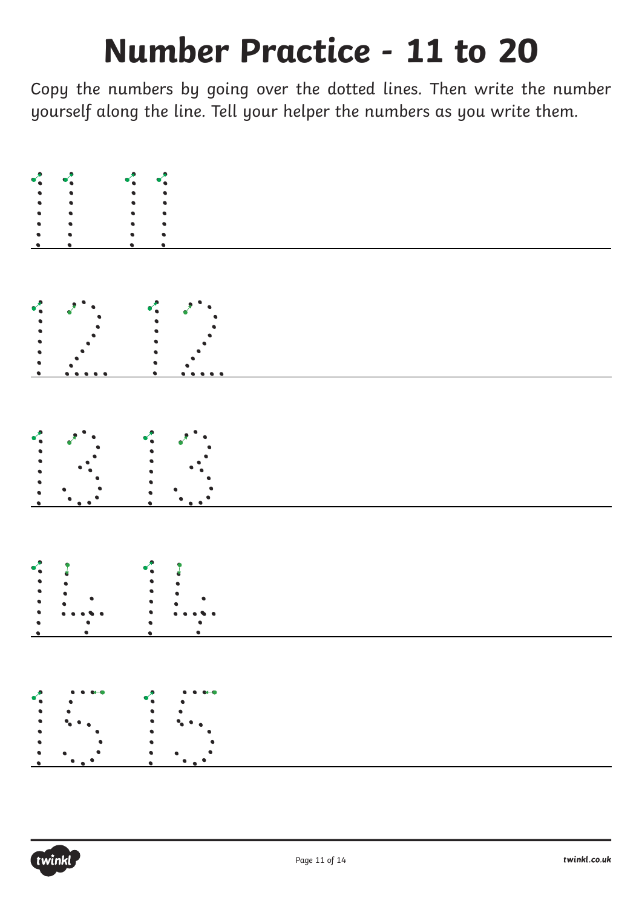# Number Practice - 11 to 20

Copy the numbers by going over the dotted lines. Then write the number yourself along the line. Tell your helper the numbers as you write them.

11 11

12 12

13 13

14 14

15 15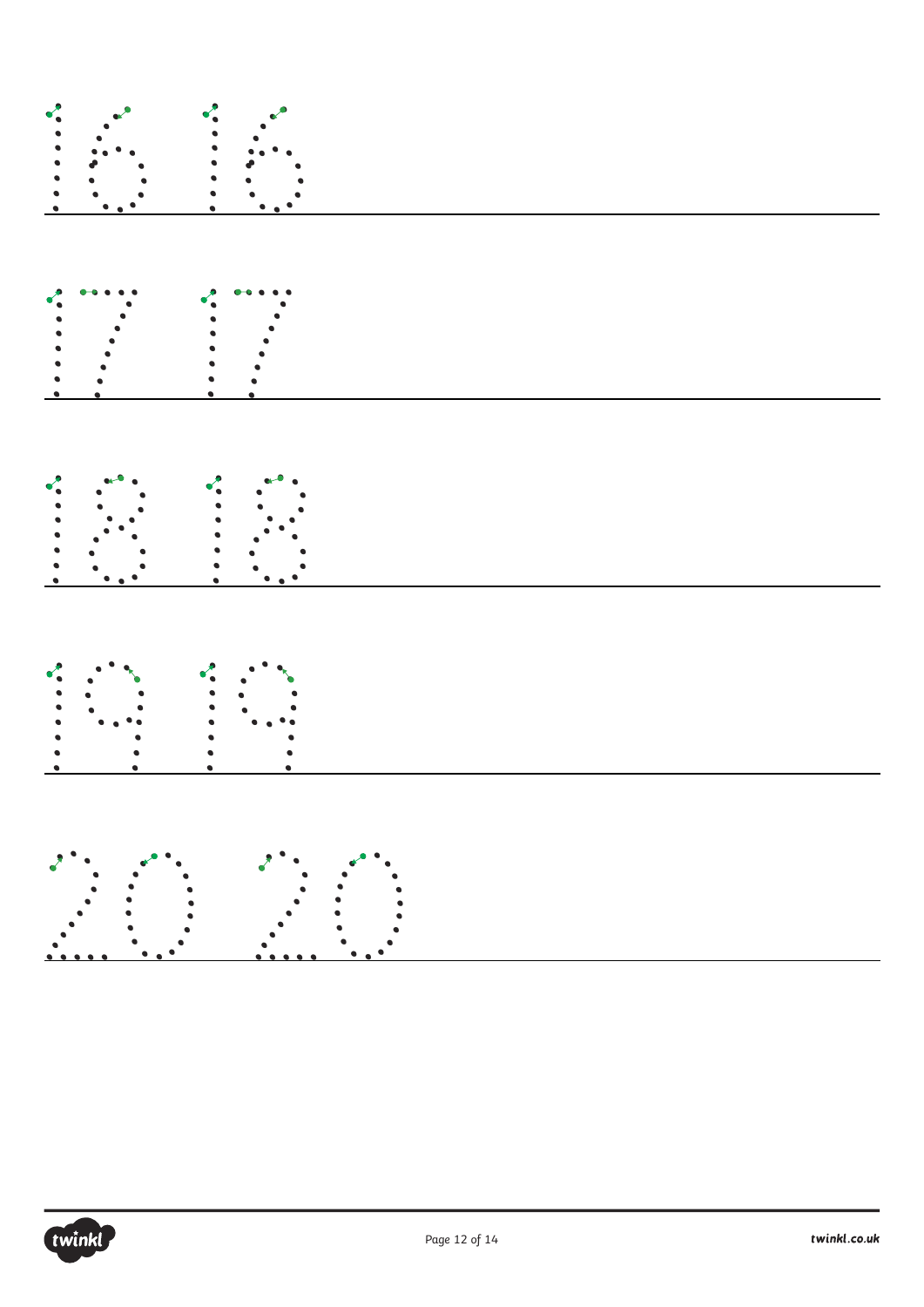16 16

17 17

18 18

19 19

20 20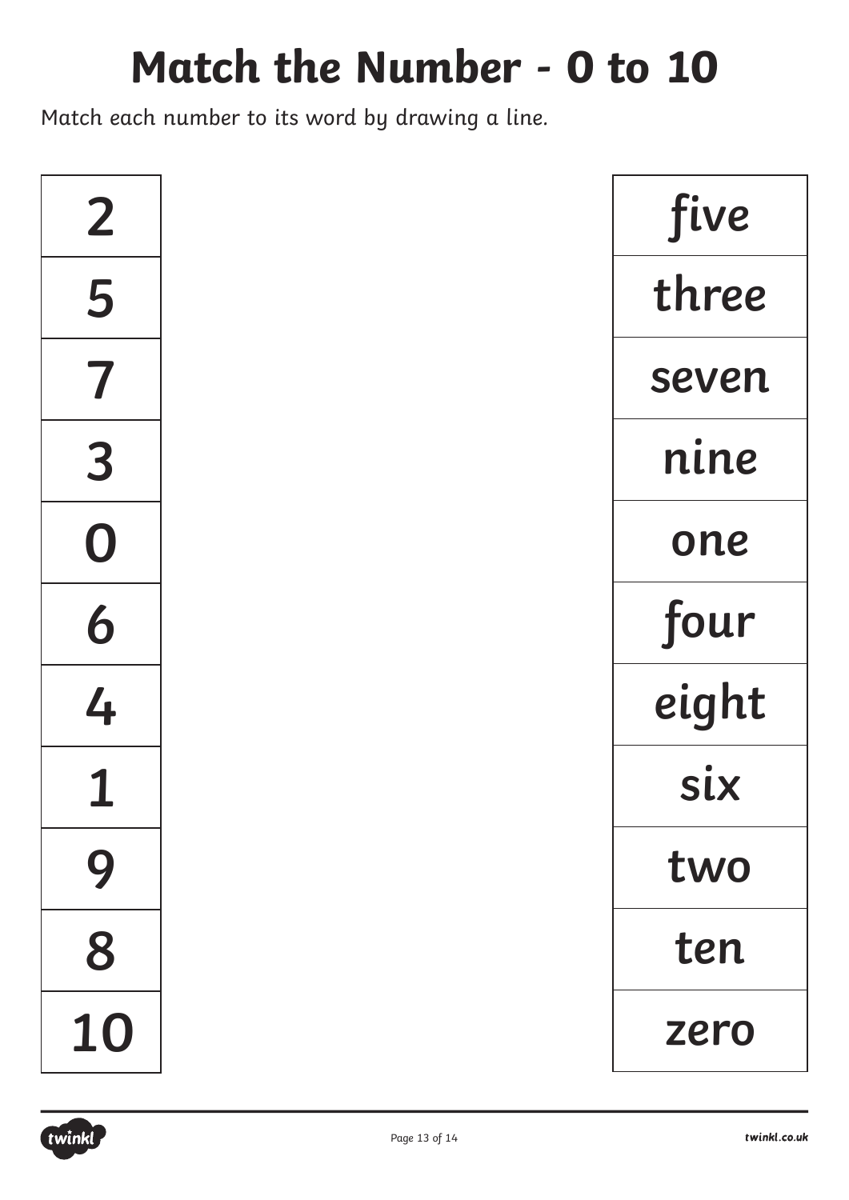# Match the Number - 0 to 10

Match each number to its word by drawing a line.

| Number | Word |
|---|---|
| 2 | *five* |
| 5 | *three* |
| 7 | *seven* |
| 3 | *nine* |
| 0 | *one* |
| 6 | *four* |
| 4 | *eight* |
| 1 | *six* |
| 9 | *two* |
| 8 | *ten* |
| 10 | *zero* |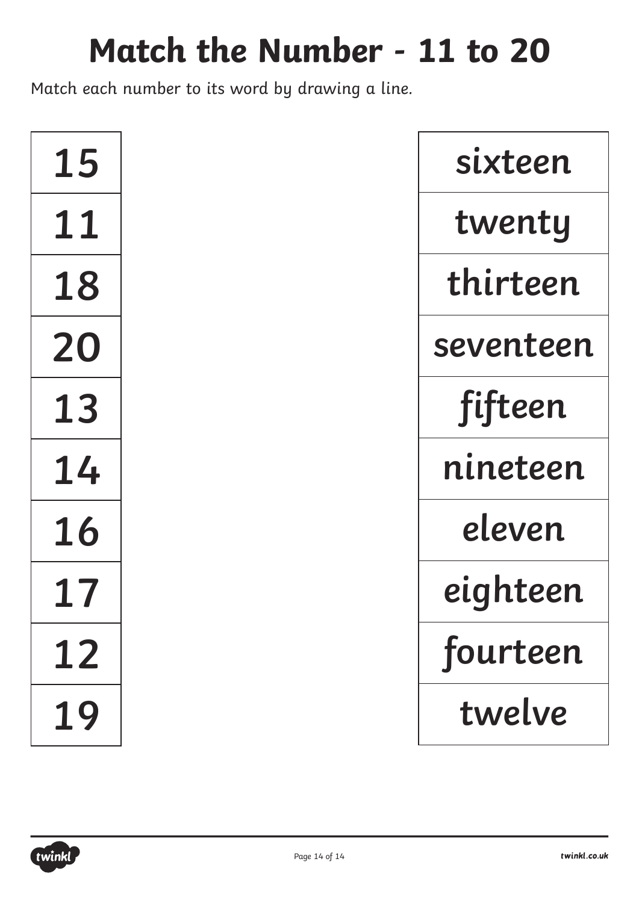# Match the Number - 11 to 20

Match each number to its word by drawing a line.

| | |
|---|---|
| 15 | sixteen |
| 11 | twenty |
| 18 | thirteen |
| 20 | seventeen |
| 13 | fifteen |
| 14 | nineteen |
| 16 | eleven |
| 17 | eighteen |
| 12 | fourteen |
| 19 | twelve |